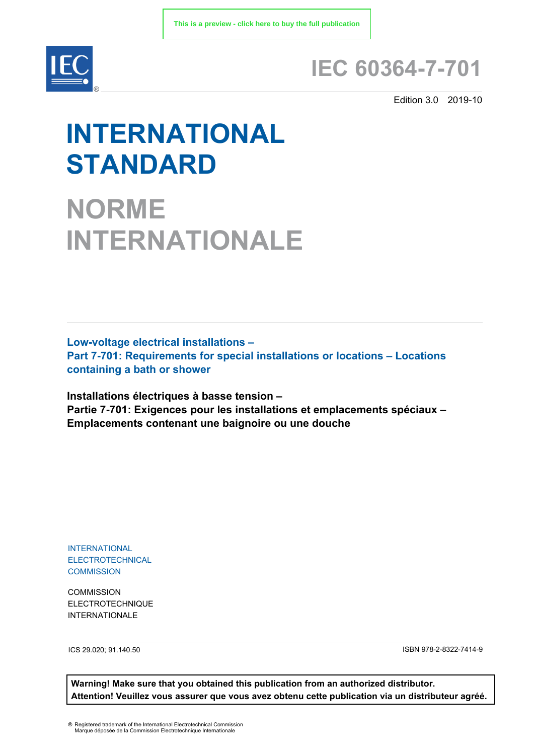This is a preview - click here to buy the full publication

# IEC 60364-7-701

Edition 3.0 2019-10

# INTERNATIONAL STANDARD

# NORME INTERNATIONALE

**Low-voltage electrical installations –**
**Part 7-701: Requirements for special installations or locations – Locations containing a bath or shower**

**Installations électriques à basse tension –**
**Partie 7-701: Exigences pour les installations et emplacements spéciaux – Emplacements contenant une baignoire ou une douche**

INTERNATIONAL
ELECTROTECHNICAL
COMMISSION

COMMISSION
ELECTROTECHNIQUE
INTERNATIONALE

ICS 29.020; 91.140.50

ISBN 978-2-8322-7414-9

**Warning! Make sure that you obtained this publication from an authorized distributor.**
**Attention! Veuillez vous assurer que vous avez obtenu cette publication via un distributeur agréé.**

® Registered trademark of the International Electrotechnical Commission
Marque déposée de la Commission Electrotechnique Internationale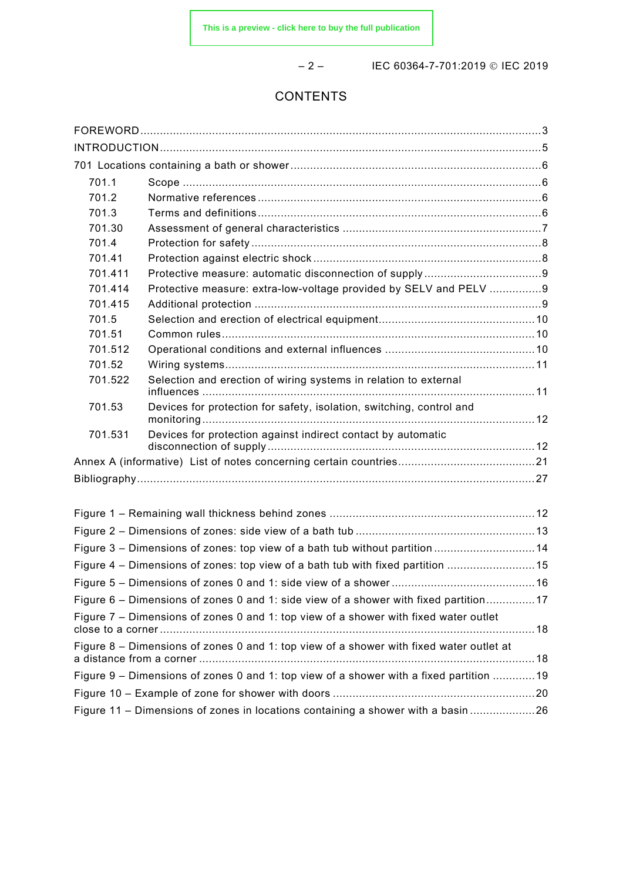## CONTENTS

FOREWORD .......... 3

INTRODUCTION .......... 5

701 Locations containing a bath or shower .......... 6

- 701.1 Scope .......... 6
- 701.2 Normative references .......... 6
- 701.3 Terms and definitions .......... 6
- 701.30 Assessment of general characteristics .......... 7
- 701.4 Protection for safety .......... 8
- 701.41 Protection against electric shock .......... 8
- 701.411 Protective measure: automatic disconnection of supply .......... 9
- 701.414 Protective measure: extra-low-voltage provided by SELV and PELV .......... 9
- 701.415 Additional protection .......... 9
- 701.5 Selection and erection of electrical equipment .......... 10
- 701.51 Common rules .......... 10
- 701.512 Operational conditions and external influences .......... 10
- 701.52 Wiring systems .......... 11
- 701.522 Selection and erection of wiring systems in relation to external influences .......... 11
- 701.53 Devices for protection for safety, isolation, switching, control and monitoring .......... 12
- 701.531 Devices for protection against indirect contact by automatic disconnection of supply .......... 12

Annex A (informative) List of notes concerning certain countries .......... 21

Bibliography .......... 27

Figure 1 – Remaining wall thickness behind zones .......... 12

Figure 2 – Dimensions of zones: side view of a bath tub .......... 13

Figure 3 – Dimensions of zones: top view of a bath tub without partition .......... 14

Figure 4 – Dimensions of zones: top view of a bath tub with fixed partition .......... 15

Figure 5 – Dimensions of zones 0 and 1: side view of a shower .......... 16

Figure 6 – Dimensions of zones 0 and 1: side view of a shower with fixed partition .......... 17

Figure 7 – Dimensions of zones 0 and 1: top view of a shower with fixed water outlet close to a corner .......... 18

Figure 8 – Dimensions of zones 0 and 1: top view of a shower with fixed water outlet at a distance from a corner .......... 18

Figure 9 – Dimensions of zones 0 and 1: top view of a shower with a fixed partition .......... 19

Figure 10 – Example of zone for shower with doors .......... 20

Figure 11 – Dimensions of zones in locations containing a shower with a basin .......... 26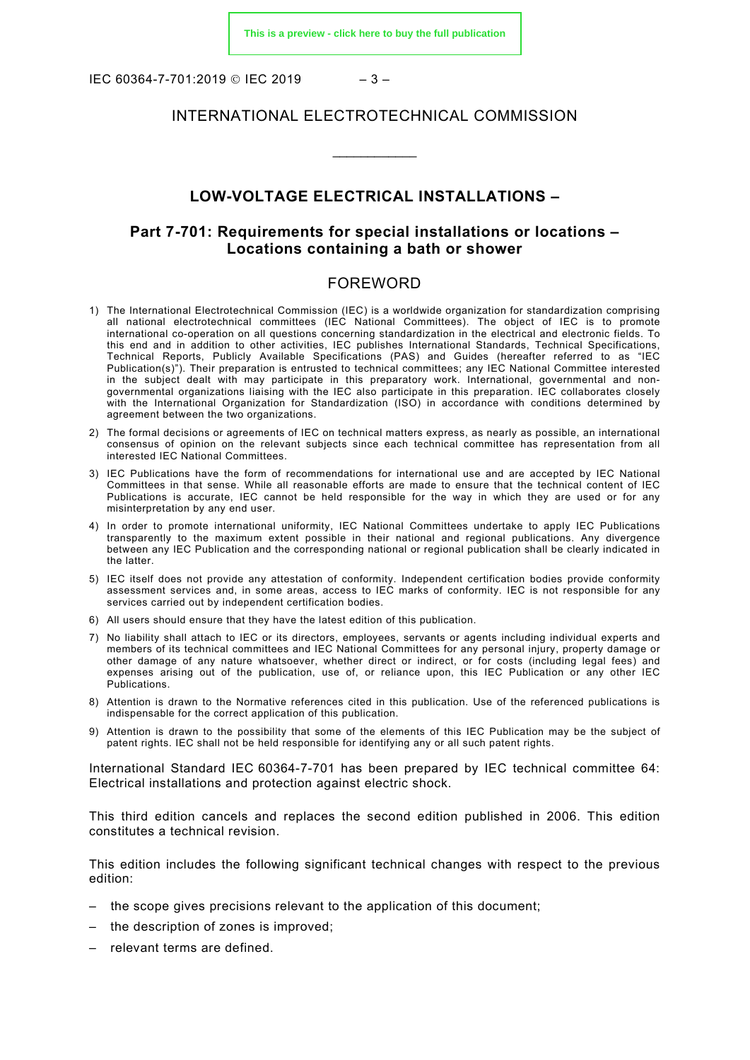# INTERNATIONAL ELECTROTECHNICAL COMMISSION

\_\_\_\_\_\_\_\_\_\_\_\_

## LOW-VOLTAGE ELECTRICAL INSTALLATIONS –

## Part 7-701: Requirements for special installations or locations – Locations containing a bath or shower

## FOREWORD

1) The International Electrotechnical Commission (IEC) is a worldwide organization for standardization comprising all national electrotechnical committees (IEC National Committees). The object of IEC is to promote international co-operation on all questions concerning standardization in the electrical and electronic fields. To this end and in addition to other activities, IEC publishes International Standards, Technical Specifications, Technical Reports, Publicly Available Specifications (PAS) and Guides (hereafter referred to as "IEC Publication(s)"). Their preparation is entrusted to technical committees; any IEC National Committee interested in the subject dealt with may participate in this preparatory work. International, governmental and non-governmental organizations liaising with the IEC also participate in this preparation. IEC collaborates closely with the International Organization for Standardization (ISO) in accordance with conditions determined by agreement between the two organizations.
2) The formal decisions or agreements of IEC on technical matters express, as nearly as possible, an international consensus of opinion on the relevant subjects since each technical committee has representation from all interested IEC National Committees.
3) IEC Publications have the form of recommendations for international use and are accepted by IEC National Committees in that sense. While all reasonable efforts are made to ensure that the technical content of IEC Publications is accurate, IEC cannot be held responsible for the way in which they are used or for any misinterpretation by any end user.
4) In order to promote international uniformity, IEC National Committees undertake to apply IEC Publications transparently to the maximum extent possible in their national and regional publications. Any divergence between any IEC Publication and the corresponding national or regional publication shall be clearly indicated in the latter.
5) IEC itself does not provide any attestation of conformity. Independent certification bodies provide conformity assessment services and, in some areas, access to IEC marks of conformity. IEC is not responsible for any services carried out by independent certification bodies.
6) All users should ensure that they have the latest edition of this publication.
7) No liability shall attach to IEC or its directors, employees, servants or agents including individual experts and members of its technical committees and IEC National Committees for any personal injury, property damage or other damage of any nature whatsoever, whether direct or indirect, or for costs (including legal fees) and expenses arising out of the publication, use of, or reliance upon, this IEC Publication or any other IEC Publications.
8) Attention is drawn to the Normative references cited in this publication. Use of the referenced publications is indispensable for the correct application of this publication.
9) Attention is drawn to the possibility that some of the elements of this IEC Publication may be the subject of patent rights. IEC shall not be held responsible for identifying any or all such patent rights.

International Standard IEC 60364-7-701 has been prepared by IEC technical committee 64: Electrical installations and protection against electric shock.

This third edition cancels and replaces the second edition published in 2006. This edition constitutes a technical revision.

This edition includes the following significant technical changes with respect to the previous edition:

– the scope gives precisions relevant to the application of this document;
– the description of zones is improved;
– relevant terms are defined.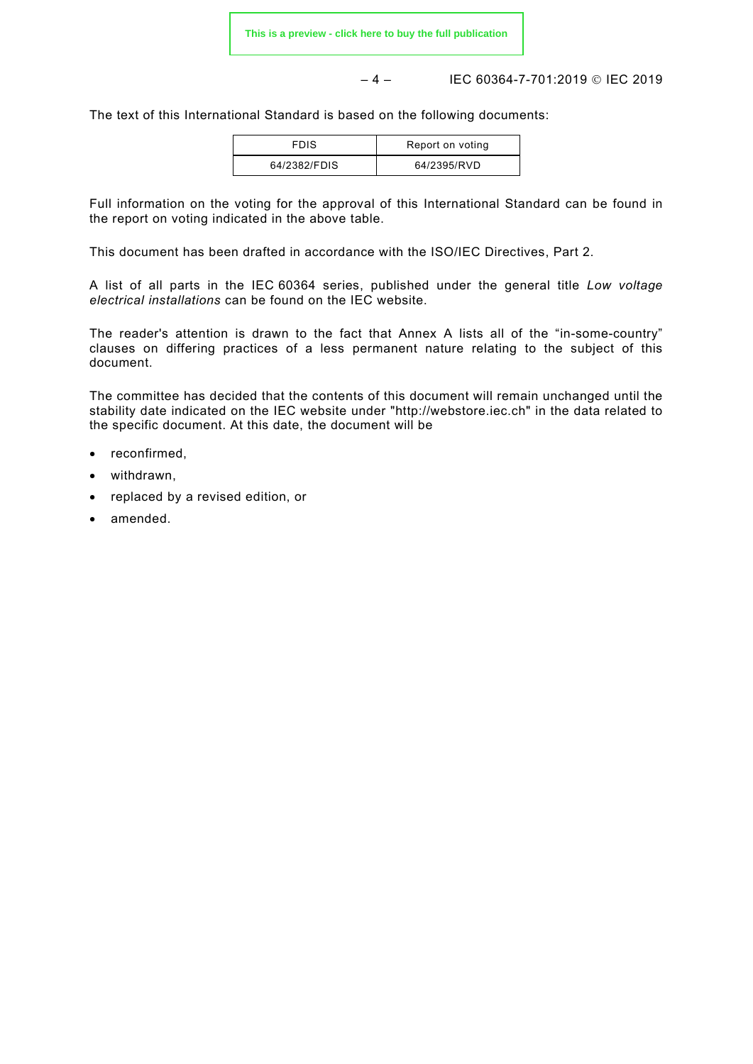The text of this International Standard is based on the following documents:

| FDIS | Report on voting |
| --- | --- |
| 64/2382/FDIS | 64/2395/RVD |

Full information on the voting for the approval of this International Standard can be found in the report on voting indicated in the above table.

This document has been drafted in accordance with the ISO/IEC Directives, Part 2.

A list of all parts in the IEC 60364 series, published under the general title *Low voltage electrical installations* can be found on the IEC website.

The reader's attention is drawn to the fact that Annex A lists all of the "in-some-country" clauses on differing practices of a less permanent nature relating to the subject of this document.

The committee has decided that the contents of this document will remain unchanged until the stability date indicated on the IEC website under "http://webstore.iec.ch" in the data related to the specific document. At this date, the document will be

- reconfirmed,
- withdrawn,
- replaced by a revised edition, or
- amended.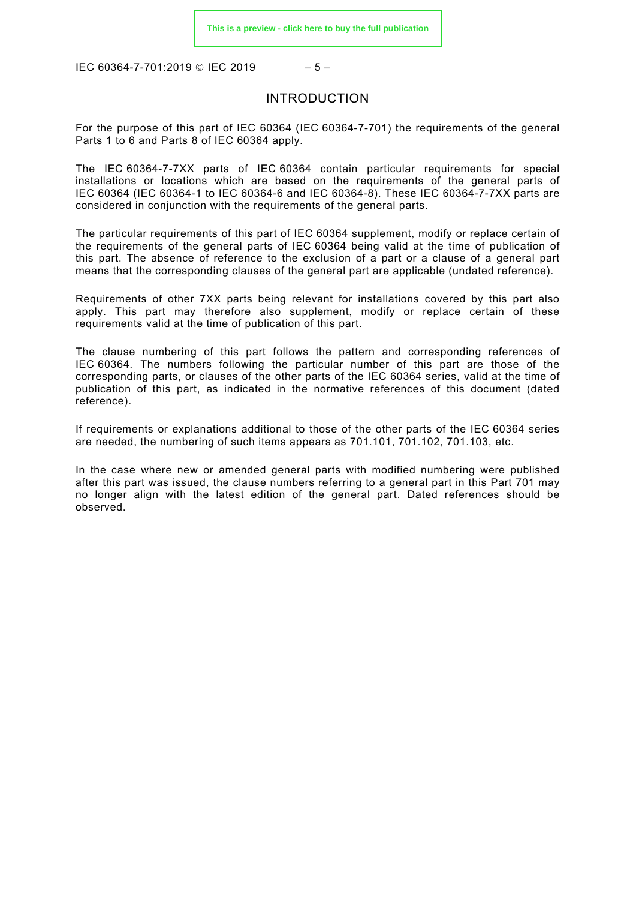# INTRODUCTION

For the purpose of this part of IEC 60364 (IEC 60364-7-701) the requirements of the general Parts 1 to 6 and Parts 8 of IEC 60364 apply.

The IEC 60364-7-7XX parts of IEC 60364 contain particular requirements for special installations or locations which are based on the requirements of the general parts of IEC 60364 (IEC 60364-1 to IEC 60364-6 and IEC 60364-8). These IEC 60364-7-7XX parts are considered in conjunction with the requirements of the general parts.

The particular requirements of this part of IEC 60364 supplement, modify or replace certain of the requirements of the general parts of IEC 60364 being valid at the time of publication of this part. The absence of reference to the exclusion of a part or a clause of a general part means that the corresponding clauses of the general part are applicable (undated reference).

Requirements of other 7XX parts being relevant for installations covered by this part also apply. This part may therefore also supplement, modify or replace certain of these requirements valid at the time of publication of this part.

The clause numbering of this part follows the pattern and corresponding references of IEC 60364. The numbers following the particular number of this part are those of the corresponding parts, or clauses of the other parts of the IEC 60364 series, valid at the time of publication of this part, as indicated in the normative references of this document (dated reference).

If requirements or explanations additional to those of the other parts of the IEC 60364 series are needed, the numbering of such items appears as 701.101, 701.102, 701.103, etc.

In the case where new or amended general parts with modified numbering were published after this part was issued, the clause numbers referring to a general part in this Part 701 may no longer align with the latest edition of the general part. Dated references should be observed.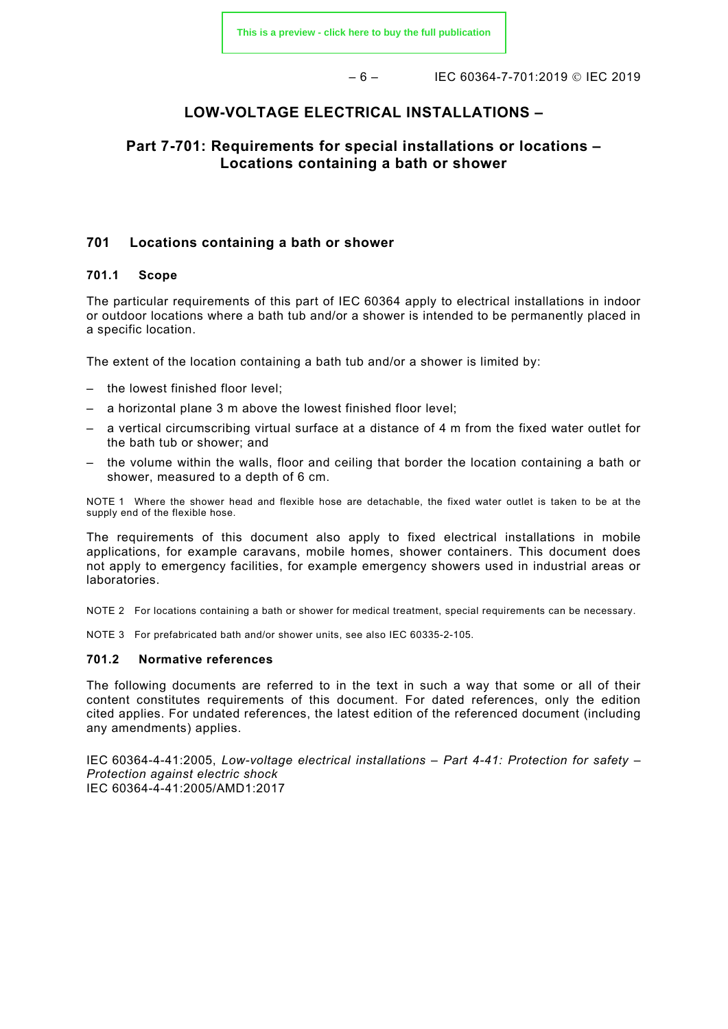# LOW-VOLTAGE ELECTRICAL INSTALLATIONS –

## Part 7-701: Requirements for special installations or locations – Locations containing a bath or shower

## 701 Locations containing a bath or shower

### 701.1 Scope

The particular requirements of this part of IEC 60364 apply to electrical installations in indoor or outdoor locations where a bath tub and/or a shower is intended to be permanently placed in a specific location.

The extent of the location containing a bath tub and/or a shower is limited by:

- the lowest finished floor level;
- a horizontal plane 3 m above the lowest finished floor level;
- a vertical circumscribing virtual surface at a distance of 4 m from the fixed water outlet for the bath tub or shower; and
- the volume within the walls, floor and ceiling that border the location containing a bath or shower, measured to a depth of 6 cm.

NOTE 1 Where the shower head and flexible hose are detachable, the fixed water outlet is taken to be at the supply end of the flexible hose.

The requirements of this document also apply to fixed electrical installations in mobile applications, for example caravans, mobile homes, shower containers. This document does not apply to emergency facilities, for example emergency showers used in industrial areas or laboratories.

NOTE 2 For locations containing a bath or shower for medical treatment, special requirements can be necessary.

NOTE 3 For prefabricated bath and/or shower units, see also IEC 60335-2-105.

### 701.2 Normative references

The following documents are referred to in the text in such a way that some or all of their content constitutes requirements of this document. For dated references, only the edition cited applies. For undated references, the latest edition of the referenced document (including any amendments) applies.

IEC 60364-4-41:2005, *Low-voltage electrical installations – Part 4-41: Protection for safety – Protection against electric shock*
IEC 60364-4-41:2005/AMD1:2017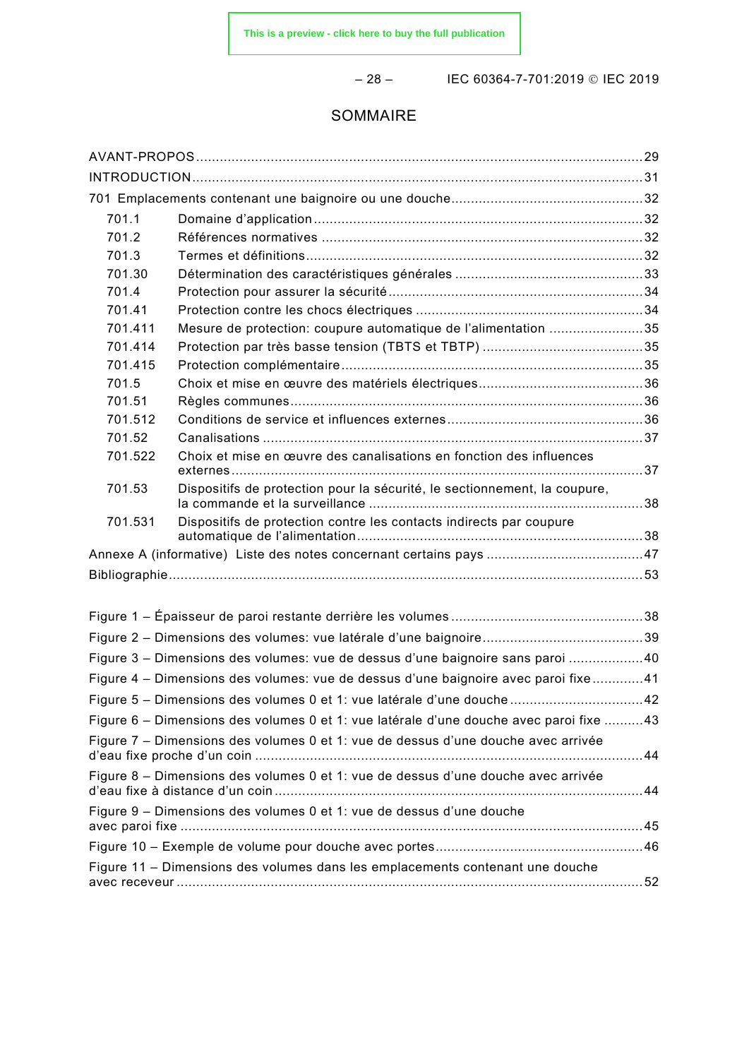# SOMMAIRE

AVANT-PROPOS ................................................................................................................ 29
INTRODUCTION ................................................................................................................. 31
701 Emplacements contenant une baignoire ou une douche ................................................ 32

- 701.1 Domaine d'application ................................................................................... 32
- 701.2 Références normatives ................................................................................. 32
- 701.3 Termes et définitions ..................................................................................... 32
- 701.30 Détermination des caractéristiques générales ............................................... 33
- 701.4 Protection pour assurer la sécurité ................................................................. 34
- 701.41 Protection contre les chocs électriques .......................................................... 34
- 701.411 Mesure de protection: coupure automatique de l'alimentation ........................ 35
- 701.414 Protection par très basse tension (TBTS et TBTP) ......................................... 35
- 701.415 Protection complémentaire ............................................................................ 35
- 701.5 Choix et mise en œuvre des matériels électriques .......................................... 36
- 701.51 Règles communes ......................................................................................... 36
- 701.512 Conditions de service et influences externes ................................................. 36
- 701.52 Canalisations ................................................................................................ 37
- 701.522 Choix et mise en œuvre des canalisations en fonction des influences externes ........................................................................................................ 37
- 701.53 Dispositifs de protection pour la sécurité, le sectionnement, la coupure, la commande et la surveillance ..................................................................... 38
- 701.531 Dispositifs de protection contre les contacts indirects par coupure automatique de l'alimentation ........................................................................ 38

Annexe A (informative) Liste des notes concernant certains pays ........................................ 47
Bibliographie ....................................................................................................................... 53

Figure 1 – Épaisseur de paroi restante derrière les volumes ................................................ 38
Figure 2 – Dimensions des volumes: vue latérale d'une baignoire ........................................ 39
Figure 3 – Dimensions des volumes: vue de dessus d'une baignoire sans paroi ................... 40
Figure 4 – Dimensions des volumes: vue de dessus d'une baignoire avec paroi fixe ............. 41
Figure 5 – Dimensions des volumes 0 et 1: vue latérale d'une douche ................................. 42
Figure 6 – Dimensions des volumes 0 et 1: vue latérale d'une douche avec paroi fixe .......... 43
Figure 7 – Dimensions des volumes 0 et 1: vue de dessus d'une douche avec arrivée d'eau fixe proche d'un coin .................................................................................................. 44
Figure 8 – Dimensions des volumes 0 et 1: vue de dessus d'une douche avec arrivée d'eau fixe à distance d'un coin ............................................................................................ 44
Figure 9 – Dimensions des volumes 0 et 1: vue de dessus d'une douche avec paroi fixe ..................................................................................................................... 45
Figure 10 – Exemple de volume pour douche avec portes .................................................... 46
Figure 11 – Dimensions des volumes dans les emplacements contenant une douche avec receveur ...................................................................................................................... 52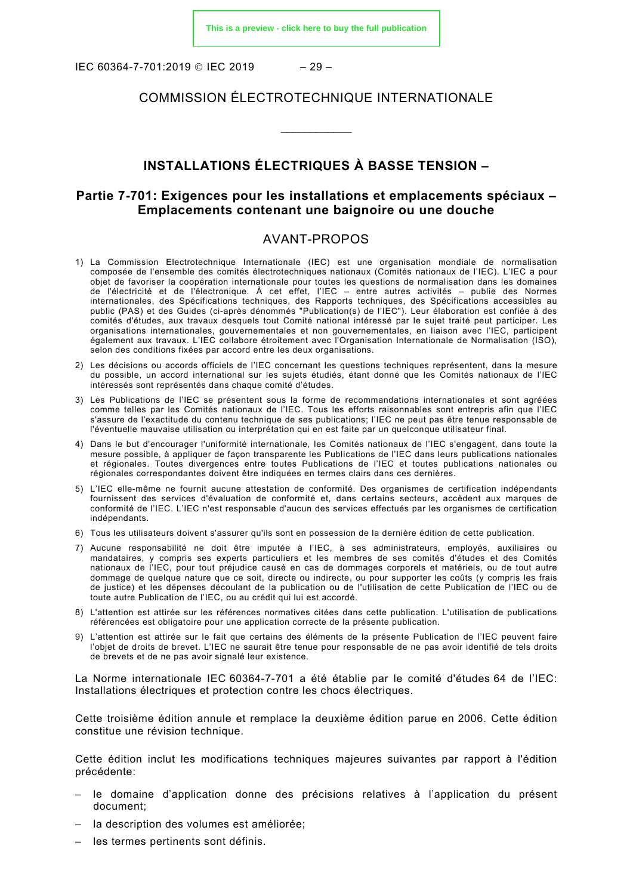COMMISSION ÉLECTROTECHNIQUE INTERNATIONALE

___________

# INSTALLATIONS ÉLECTRIQUES À BASSE TENSION –

## Partie 7-701: Exigences pour les installations et emplacements spéciaux – Emplacements contenant une baignoire ou une douche

## AVANT-PROPOS

1) La Commission Electrotechnique Internationale (IEC) est une organisation mondiale de normalisation composée de l'ensemble des comités électrotechniques nationaux (Comités nationaux de l'IEC). L'IEC a pour objet de favoriser la coopération internationale pour toutes les questions de normalisation dans les domaines de l'électricité et de l'électronique. À cet effet, l'IEC – entre autres activités – publie des Normes internationales, des Spécifications techniques, des Rapports techniques, des Spécifications accessibles au public (PAS) et des Guides (ci-après dénommés "Publication(s) de l'IEC"). Leur élaboration est confiée à des comités d'études, aux travaux desquels tout Comité national intéressé par le sujet traité peut participer. Les organisations internationales, gouvernementales et non gouvernementales, en liaison avec l'IEC, participent également aux travaux. L'IEC collabore étroitement avec l'Organisation Internationale de Normalisation (ISO), selon des conditions fixées par accord entre les deux organisations.
2) Les décisions ou accords officiels de l'IEC concernant les questions techniques représentent, dans la mesure du possible, un accord international sur les sujets étudiés, étant donné que les Comités nationaux de l'IEC intéressés sont représentés dans chaque comité d'études.
3) Les Publications de l'IEC se présentent sous la forme de recommandations internationales et sont agréées comme telles par les Comités nationaux de l'IEC. Tous les efforts raisonnables sont entrepris afin que l'IEC s'assure de l'exactitude du contenu technique de ses publications; l'IEC ne peut pas être tenue responsable de l'éventuelle mauvaise utilisation ou interprétation qui en est faite par un quelconque utilisateur final.
4) Dans le but d'encourager l'uniformité internationale, les Comités nationaux de l'IEC s'engagent, dans toute la mesure possible, à appliquer de façon transparente les Publications de l'IEC dans leurs publications nationales et régionales. Toutes divergences entre toutes Publications de l'IEC et toutes publications nationales ou régionales correspondantes doivent être indiquées en termes clairs dans ces dernières.
5) L'IEC elle-même ne fournit aucune attestation de conformité. Des organismes de certification indépendants fournissent des services d'évaluation de conformité et, dans certains secteurs, accèdent aux marques de conformité de l'IEC. L'IEC n'est responsable d'aucun des services effectués par les organismes de certification indépendants.
6) Tous les utilisateurs doivent s'assurer qu'ils sont en possession de la dernière édition de cette publication.
7) Aucune responsabilité ne doit être imputée à l'IEC, à ses administrateurs, employés, auxiliaires ou mandataires, y compris ses experts particuliers et les membres de ses comités d'études et des Comités nationaux de l'IEC, pour tout préjudice causé en cas de dommages corporels et matériels, ou de tout autre dommage de quelque nature que ce soit, directe ou indirecte, ou pour supporter les coûts (y compris les frais de justice) et les dépenses découlant de la publication ou de l'utilisation de cette Publication de l'IEC ou de toute autre Publication de l'IEC, ou au crédit qui lui est accordé.
8) L'attention est attirée sur les références normatives citées dans cette publication. L'utilisation de publications référencées est obligatoire pour une application correcte de la présente publication.
9) L'attention est attirée sur le fait que certains des éléments de la présente Publication de l'IEC peuvent faire l'objet de droits de brevet. L'IEC ne saurait être tenue pour responsable de ne pas avoir identifié de tels droits de brevets et de ne pas avoir signalé leur existence.

La Norme internationale IEC 60364-7-701 a été établie par le comité d'études 64 de l'IEC: Installations électriques et protection contre les chocs électriques.

Cette troisième édition annule et remplace la deuxième édition parue en 2006. Cette édition constitue une révision technique.

Cette édition inclut les modifications techniques majeures suivantes par rapport à l'édition précédente:

– le domaine d'application donne des précisions relatives à l'application du présent document;
– la description des volumes est améliorée;
– les termes pertinents sont définis.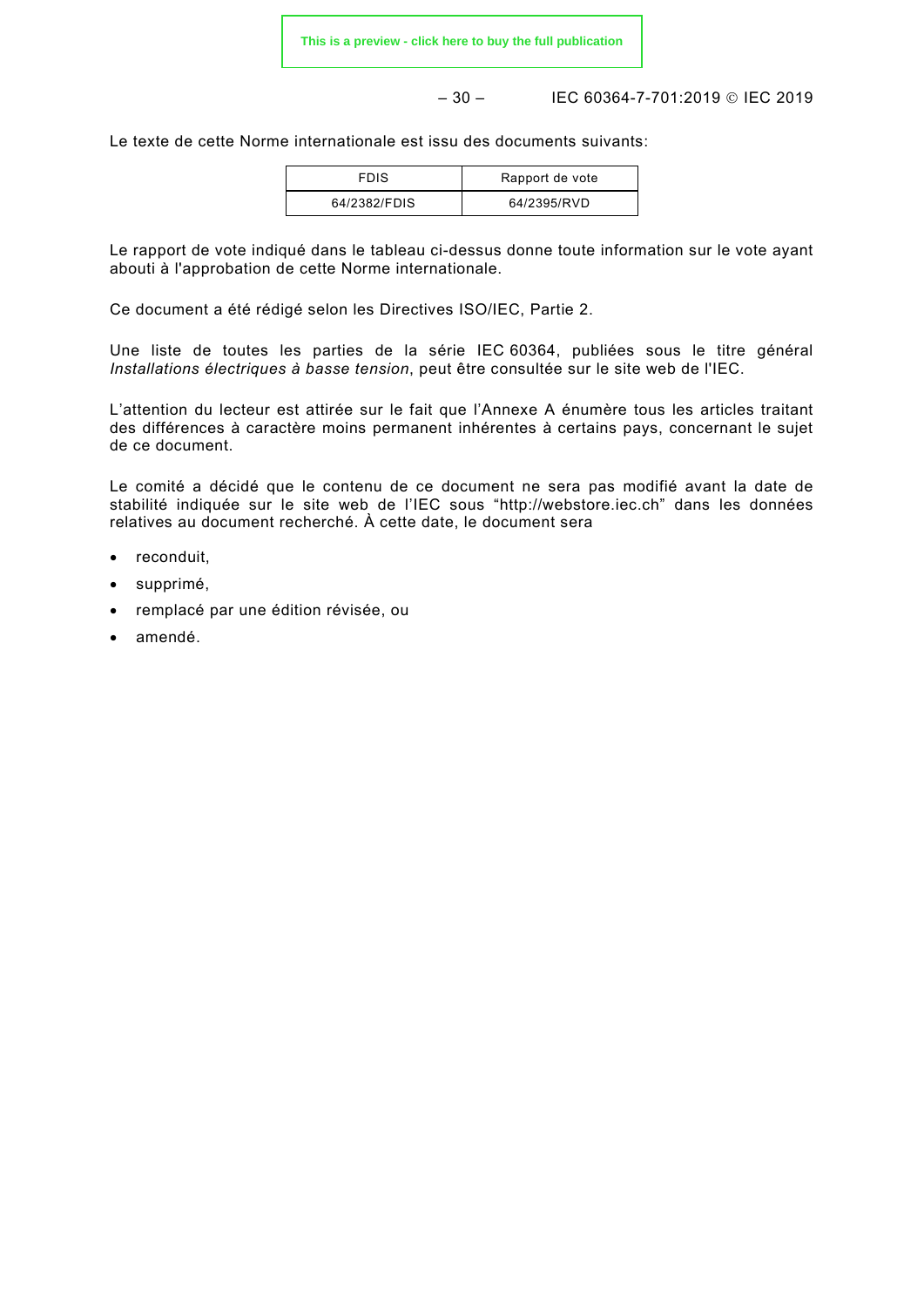Le texte de cette Norme internationale est issu des documents suivants:

| FDIS | Rapport de vote |
|---|---|
| 64/2382/FDIS | 64/2395/RVD |

Le rapport de vote indiqué dans le tableau ci-dessus donne toute information sur le vote ayant abouti à l'approbation de cette Norme internationale.

Ce document a été rédigé selon les Directives ISO/IEC, Partie 2.

Une liste de toutes les parties de la série IEC 60364, publiées sous le titre général *Installations électriques à basse tension*, peut être consultée sur le site web de l'IEC.

L'attention du lecteur est attirée sur le fait que l'Annexe A énumère tous les articles traitant des différences à caractère moins permanent inhérentes à certains pays, concernant le sujet de ce document.

Le comité a décidé que le contenu de ce document ne sera pas modifié avant la date de stabilité indiquée sur le site web de l'IEC sous "http://webstore.iec.ch" dans les données relatives au document recherché. À cette date, le document sera

- reconduit,
- supprimé,
- remplacé par une édition révisée, ou
- amendé.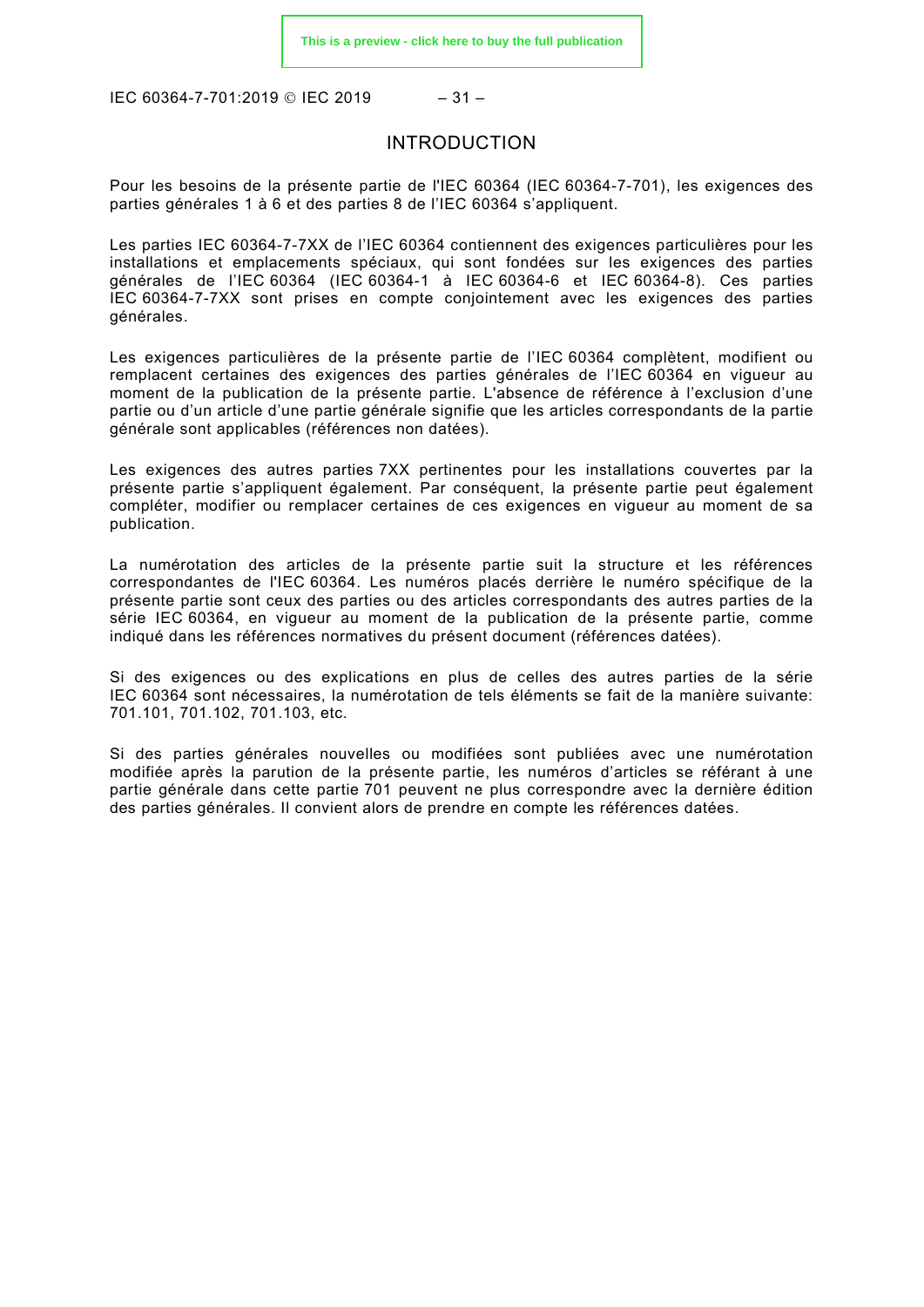# INTRODUCTION

Pour les besoins de la présente partie de l'IEC 60364 (IEC 60364-7-701), les exigences des parties générales 1 à 6 et des parties 8 de l'IEC 60364 s'appliquent.

Les parties IEC 60364-7-7XX de l'IEC 60364 contiennent des exigences particulières pour les installations et emplacements spéciaux, qui sont fondées sur les exigences des parties générales de l'IEC 60364 (IEC 60364-1 à IEC 60364-6 et IEC 60364-8). Ces parties IEC 60364-7-7XX sont prises en compte conjointement avec les exigences des parties générales.

Les exigences particulières de la présente partie de l'IEC 60364 complètent, modifient ou remplacent certaines des exigences des parties générales de l'IEC 60364 en vigueur au moment de la publication de la présente partie. L'absence de référence à l'exclusion d'une partie ou d'un article d'une partie générale signifie que les articles correspondants de la partie générale sont applicables (références non datées).

Les exigences des autres parties 7XX pertinentes pour les installations couvertes par la présente partie s'appliquent également. Par conséquent, la présente partie peut également compléter, modifier ou remplacer certaines de ces exigences en vigueur au moment de sa publication.

La numérotation des articles de la présente partie suit la structure et les références correspondantes de l'IEC 60364. Les numéros placés derrière le numéro spécifique de la présente partie sont ceux des parties ou des articles correspondants des autres parties de la série IEC 60364, en vigueur au moment de la publication de la présente partie, comme indiqué dans les références normatives du présent document (références datées).

Si des exigences ou des explications en plus de celles des autres parties de la série IEC 60364 sont nécessaires, la numérotation de tels éléments se fait de la manière suivante: 701.101, 701.102, 701.103, etc.

Si des parties générales nouvelles ou modifiées sont publiées avec une numérotation modifiée après la parution de la présente partie, les numéros d'articles se référant à une partie générale dans cette partie 701 peuvent ne plus correspondre avec la dernière édition des parties générales. Il convient alors de prendre en compte les références datées.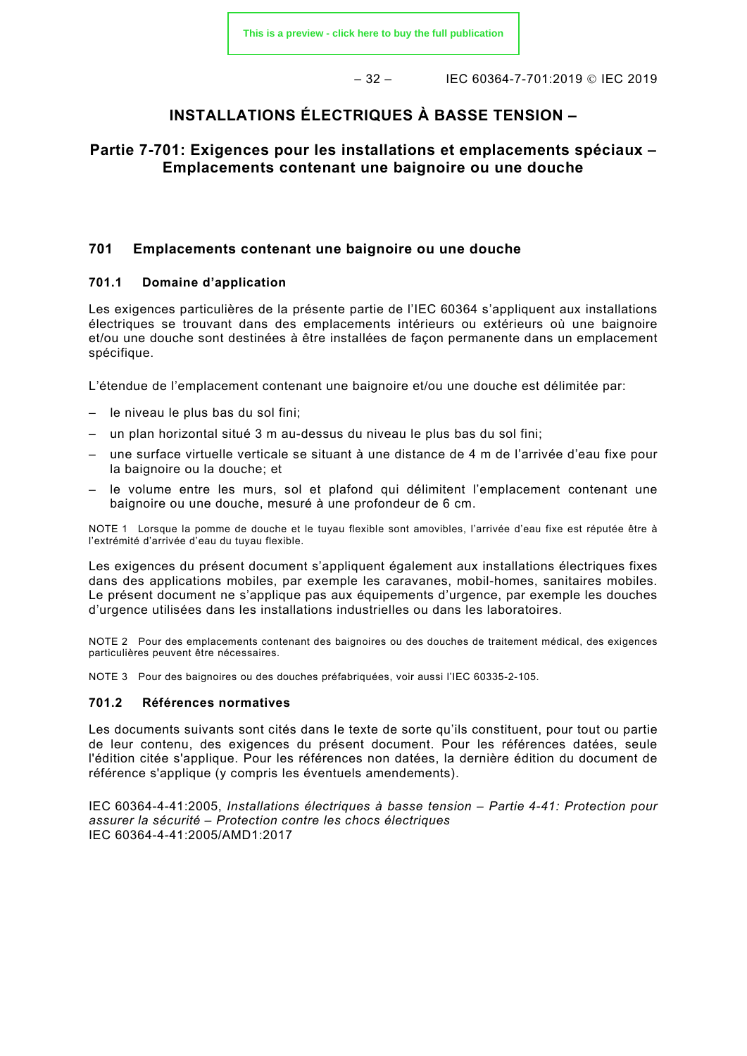# INSTALLATIONS ÉLECTRIQUES À BASSE TENSION –

## Partie 7-701: Exigences pour les installations et emplacements spéciaux – Emplacements contenant une baignoire ou une douche

### 701 Emplacements contenant une baignoire ou une douche

#### 701.1 Domaine d'application

Les exigences particulières de la présente partie de l'IEC 60364 s'appliquent aux installations électriques se trouvant dans des emplacements intérieurs ou extérieurs où une baignoire et/ou une douche sont destinées à être installées de façon permanente dans un emplacement spécifique.

L'étendue de l'emplacement contenant une baignoire et/ou une douche est délimitée par:

– le niveau le plus bas du sol fini;
– un plan horizontal situé 3 m au-dessus du niveau le plus bas du sol fini;
– une surface virtuelle verticale se situant à une distance de 4 m de l'arrivée d'eau fixe pour la baignoire ou la douche; et
– le volume entre les murs, sol et plafond qui délimitent l'emplacement contenant une baignoire ou une douche, mesuré à une profondeur de 6 cm.

NOTE 1 Lorsque la pomme de douche et le tuyau flexible sont amovibles, l'arrivée d'eau fixe est réputée être à l'extrémité d'arrivée d'eau du tuyau flexible.

Les exigences du présent document s'appliquent également aux installations électriques fixes dans des applications mobiles, par exemple les caravanes, mobil-homes, sanitaires mobiles. Le présent document ne s'applique pas aux équipements d'urgence, par exemple les douches d'urgence utilisées dans les installations industrielles ou dans les laboratoires.

NOTE 2 Pour des emplacements contenant des baignoires ou des douches de traitement médical, des exigences particulières peuvent être nécessaires.

NOTE 3 Pour des baignoires ou des douches préfabriquées, voir aussi l'IEC 60335-2-105.

#### 701.2 Références normatives

Les documents suivants sont cités dans le texte de sorte qu'ils constituent, pour tout ou partie de leur contenu, des exigences du présent document. Pour les références datées, seule l'édition citée s'applique. Pour les références non datées, la dernière édition du document de référence s'applique (y compris les éventuels amendements).

IEC 60364-4-41:2005, *Installations électriques à basse tension – Partie 4-41: Protection pour assurer la sécurité – Protection contre les chocs électriques*
IEC 60364-4-41:2005/AMD1:2017